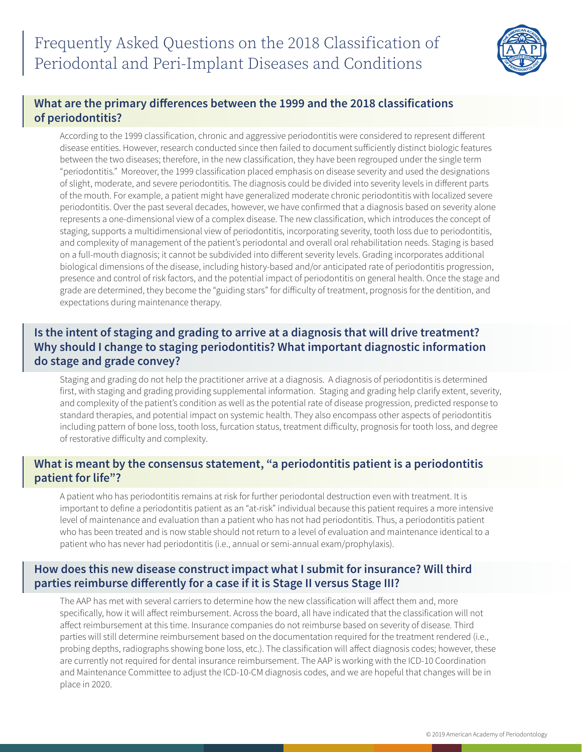# Frequently Asked Questions on the 2018 Classification of Periodontal and Peri-Implant Diseases and Conditions

## What are the primary differences between the 1999 and the 2018 classifications of periodontitis?

According to the 1999 classification, chronic and aggressive periodontitis were considered to represent different disease entities. However, research conducted since then failed to document sufficiently distinct biologic features between the two diseases; therefore, in the new classification, they have been regrouped under the single term "periodontitis." Moreover, the 1999 classification placed emphasis on disease severity and used the designations of slight, moderate, and severe periodontitis. The diagnosis could be divided into severity levels in different parts of the mouth. For example, a patient might have generalized moderate chronic periodontitis with localized severe periodontitis. Over the past several decades, however, we have confirmed that a diagnosis based on severity alone represents a one-dimensional view of a complex disease. The new classification, which introduces the concept of staging, supports a multidimensional view of periodontitis, incorporating severity, tooth loss due to periodontitis, and complexity of management of the patient's periodontal and overall oral rehabilitation needs. Staging is based on a full-mouth diagnosis; it cannot be subdivided into different severity levels. Grading incorporates additional biological dimensions of the disease, including history-based and/or anticipated rate of periodontitis progression, presence and control of risk factors, and the potential impact of periodontitis on general health. Once the stage and grade are determined, they become the "guiding stars" for difficulty of treatment, prognosis for the dentition, and expectations during maintenance therapy.

## Is the intent of staging and grading to arrive at a diagnosis that will drive treatment? Why should I change to staging periodontitis? What important diagnostic information do stage and grade convey?

Staging and grading do not help the practitioner arrive at a diagnosis. A diagnosis of periodontitis is determined first, with staging and grading providing supplemental information. Staging and grading help clarify extent, severity, and complexity of the patient's condition as well as the potential rate of disease progression, predicted response to standard therapies, and potential impact on systemic health. They also encompass other aspects of periodontitis including pattern of bone loss, tooth loss, furcation status, treatment difficulty, prognosis for tooth loss, and degree of restorative difficulty and complexity.

## What is meant by the consensus statement, "a periodontitis patient is a periodontitis patient for life"?

A patient who has periodontitis remains at risk for further periodontal destruction even with treatment. It is important to define a periodontitis patient as an "at-risk" individual because this patient requires a more intensive level of maintenance and evaluation than a patient who has not had periodontitis. Thus, a periodontitis patient who has been treated and is now stable should not return to a level of evaluation and maintenance identical to a patient who has never had periodontitis (i.e., annual or semi-annual exam/prophylaxis).

## How does this new disease construct impact what I submit for insurance? Will third parties reimburse differently for a case if it is Stage II versus Stage III?

The AAP has met with several carriers to determine how the new classification will affect them and, more specifically, how it will affect reimbursement. Across the board, all have indicated that the classification will not affect reimbursement at this time. Insurance companies do not reimburse based on severity of disease. Third parties will still determine reimbursement based on the documentation required for the treatment rendered (i.e., probing depths, radiographs showing bone loss, etc.). The classification will affect diagnosis codes; however, these are currently not required for dental insurance reimbursement. The AAP is working with the ICD-10 Coordination and Maintenance Committee to adjust the ICD-10-CM diagnosis codes, and we are hopeful that changes will be in place in 2020.

© 2019 American Academy of Periodontology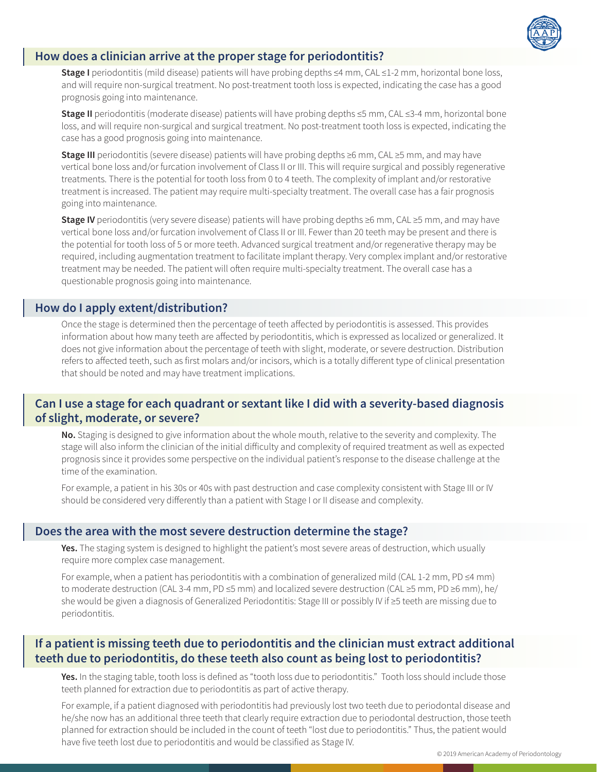## How does a clinician arrive at the proper stage for periodontitis?

**Stage I** periodontitis (mild disease) patients will have probing depths ≤4 mm, CAL ≤1-2 mm, horizontal bone loss, and will require non-surgical treatment. No post-treatment tooth loss is expected, indicating the case has a good prognosis going into maintenance.

**Stage II** periodontitis (moderate disease) patients will have probing depths ≤5 mm, CAL ≤3-4 mm, horizontal bone loss, and will require non-surgical and surgical treatment. No post-treatment tooth loss is expected, indicating the case has a good prognosis going into maintenance.

**Stage III** periodontitis (severe disease) patients will have probing depths ≥6 mm, CAL ≥5 mm, and may have vertical bone loss and/or furcation involvement of Class II or III. This will require surgical and possibly regenerative treatments. There is the potential for tooth loss from 0 to 4 teeth. The complexity of implant and/or restorative treatment is increased. The patient may require multi-specialty treatment. The overall case has a fair prognosis going into maintenance.

**Stage IV** periodontitis (very severe disease) patients will have probing depths ≥6 mm, CAL ≥5 mm, and may have vertical bone loss and/or furcation involvement of Class II or III. Fewer than 20 teeth may be present and there is the potential for tooth loss of 5 or more teeth. Advanced surgical treatment and/or regenerative therapy may be required, including augmentation treatment to facilitate implant therapy. Very complex implant and/or restorative treatment may be needed. The patient will often require multi-specialty treatment. The overall case has a questionable prognosis going into maintenance.

## How do I apply extent/distribution?

Once the stage is determined then the percentage of teeth affected by periodontitis is assessed. This provides information about how many teeth are affected by periodontitis, which is expressed as localized or generalized. It does not give information about the percentage of teeth with slight, moderate, or severe destruction. Distribution refers to affected teeth, such as first molars and/or incisors, which is a totally different type of clinical presentation that should be noted and may have treatment implications.

## Can I use a stage for each quadrant or sextant like I did with a severity-based diagnosis of slight, moderate, or severe?

**No.** Staging is designed to give information about the whole mouth, relative to the severity and complexity. The stage will also inform the clinician of the initial difficulty and complexity of required treatment as well as expected prognosis since it provides some perspective on the individual patient's response to the disease challenge at the time of the examination.

For example, a patient in his 30s or 40s with past destruction and case complexity consistent with Stage III or IV should be considered very differently than a patient with Stage I or II disease and complexity.

## Does the area with the most severe destruction determine the stage?

**Yes.** The staging system is designed to highlight the patient's most severe areas of destruction, which usually require more complex case management.

For example, when a patient has periodontitis with a combination of generalized mild (CAL 1-2 mm, PD ≤4 mm) to moderate destruction (CAL 3-4 mm, PD ≤5 mm) and localized severe destruction (CAL ≥5 mm, PD ≥6 mm), he/she would be given a diagnosis of Generalized Periodontitis: Stage III or possibly IV if ≥5 teeth are missing due to periodontitis.

## If a patient is missing teeth due to periodontitis and the clinician must extract additional teeth due to periodontitis, do these teeth also count as being lost to periodontitis?

**Yes.** In the staging table, tooth loss is defined as "tooth loss due to periodontitis." Tooth loss should include those teeth planned for extraction due to periodontitis as part of active therapy.

For example, if a patient diagnosed with periodontitis had previously lost two teeth due to periodontal disease and he/she now has an additional three teeth that clearly require extraction due to periodontal destruction, those teeth planned for extraction should be included in the count of teeth "lost due to periodontitis." Thus, the patient would have five teeth lost due to periodontitis and would be classified as Stage IV.

© 2019 American Academy of Periodontology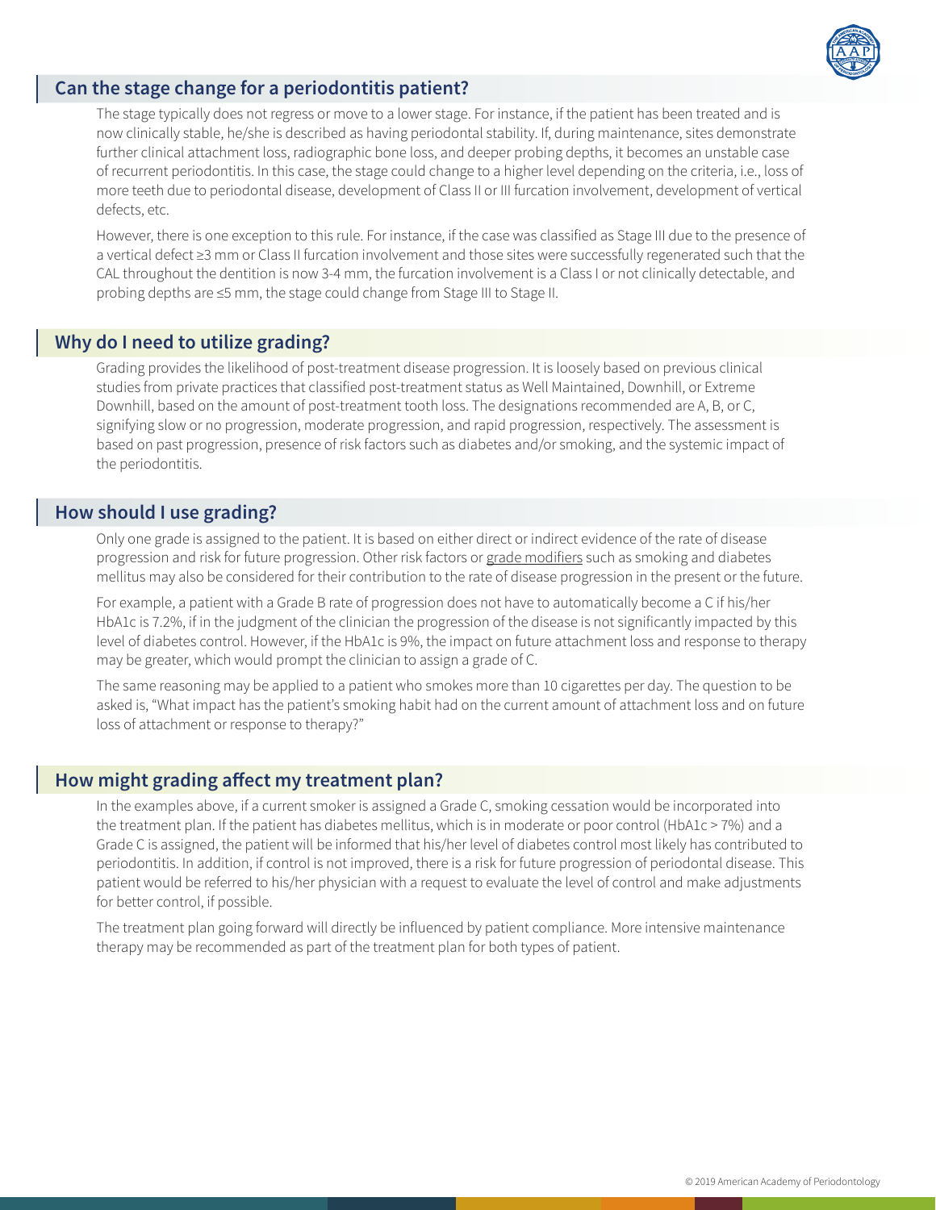## Can the stage change for a periodontitis patient?

The stage typically does not regress or move to a lower stage. For instance, if the patient has been treated and is now clinically stable, he/she is described as having periodontal stability. If, during maintenance, sites demonstrate further clinical attachment loss, radiographic bone loss, and deeper probing depths, it becomes an unstable case of recurrent periodontitis. In this case, the stage could change to a higher level depending on the criteria, i.e., loss of more teeth due to periodontal disease, development of Class II or III furcation involvement, development of vertical defects, etc.

However, there is one exception to this rule. For instance, if the case was classified as Stage III due to the presence of a vertical defect ≥3 mm or Class II furcation involvement and those sites were successfully regenerated such that the CAL throughout the dentition is now 3-4 mm, the furcation involvement is a Class I or not clinically detectable, and probing depths are ≤5 mm, the stage could change from Stage III to Stage II.

## Why do I need to utilize grading?

Grading provides the likelihood of post-treatment disease progression. It is loosely based on previous clinical studies from private practices that classified post-treatment status as Well Maintained, Downhill, or Extreme Downhill, based on the amount of post-treatment tooth loss. The designations recommended are A, B, or C, signifying slow or no progression, moderate progression, and rapid progression, respectively. The assessment is based on past progression, presence of risk factors such as diabetes and/or smoking, and the systemic impact of the periodontitis.

## How should I use grading?

Only one grade is assigned to the patient. It is based on either direct or indirect evidence of the rate of disease progression and risk for future progression. Other risk factors or grade modifiers such as smoking and diabetes mellitus may also be considered for their contribution to the rate of disease progression in the present or the future.

For example, a patient with a Grade B rate of progression does not have to automatically become a C if his/her HbA1c is 7.2%, if in the judgment of the clinician the progression of the disease is not significantly impacted by this level of diabetes control. However, if the HbA1c is 9%, the impact on future attachment loss and response to therapy may be greater, which would prompt the clinician to assign a grade of C.

The same reasoning may be applied to a patient who smokes more than 10 cigarettes per day. The question to be asked is, "What impact has the patient's smoking habit had on the current amount of attachment loss and on future loss of attachment or response to therapy?"

## How might grading affect my treatment plan?

In the examples above, if a current smoker is assigned a Grade C, smoking cessation would be incorporated into the treatment plan. If the patient has diabetes mellitus, which is in moderate or poor control (HbA1c > 7%) and a Grade C is assigned, the patient will be informed that his/her level of diabetes control most likely has contributed to periodontitis. In addition, if control is not improved, there is a risk for future progression of periodontal disease. This patient would be referred to his/her physician with a request to evaluate the level of control and make adjustments for better control, if possible.

The treatment plan going forward will directly be influenced by patient compliance. More intensive maintenance therapy may be recommended as part of the treatment plan for both types of patient.

© 2019 American Academy of Periodontology